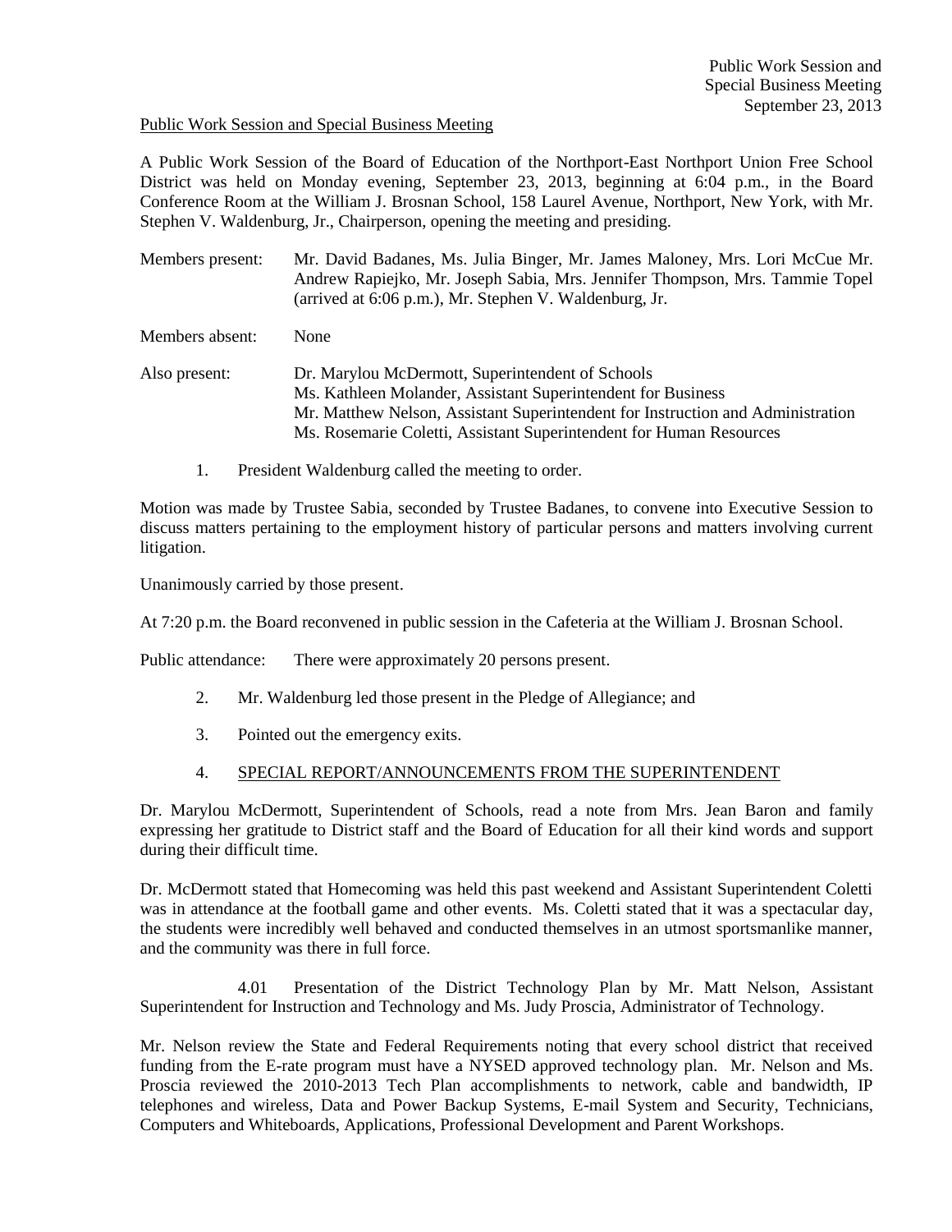Public Work Session and Special Business Meeting

A Public Work Session of the Board of Education of the Northport-East Northport Union Free School District was held on Monday evening, September 23, 2013, beginning at 6:04 p.m., in the Board Conference Room at the William J. Brosnan School, 158 Laurel Avenue, Northport, New York, with Mr. Stephen V. Waldenburg, Jr., Chairperson, opening the meeting and presiding.

Members present: Mr. David Badanes, Ms. Julia Binger, Mr. James Maloney, Mrs. Lori McCue Mr. Andrew Rapiejko, Mr. Joseph Sabia, Mrs. Jennifer Thompson, Mrs. Tammie Topel (arrived at 6:06 p.m.), Mr. Stephen V. Waldenburg, Jr.

Members absent: None

Also present: Dr. Marylou McDermott, Superintendent of Schools
Ms. Kathleen Molander, Assistant Superintendent for Business
Mr. Matthew Nelson, Assistant Superintendent for Instruction and Administration
Ms. Rosemarie Coletti, Assistant Superintendent for Human Resources

1. President Waldenburg called the meeting to order.

Motion was made by Trustee Sabia, seconded by Trustee Badanes, to convene into Executive Session to discuss matters pertaining to the employment history of particular persons and matters involving current litigation.

Unanimously carried by those present.

At 7:20 p.m. the Board reconvened in public session in the Cafeteria at the William J. Brosnan School.

Public attendance: There were approximately 20 persons present.

2. Mr. Waldenburg led those present in the Pledge of Allegiance; and

3. Pointed out the emergency exits.

4. SPECIAL REPORT/ANNOUNCEMENTS FROM THE SUPERINTENDENT

Dr. Marylou McDermott, Superintendent of Schools, read a note from Mrs. Jean Baron and family expressing her gratitude to District staff and the Board of Education for all their kind words and support during their difficult time.

Dr. McDermott stated that Homecoming was held this past weekend and Assistant Superintendent Coletti was in attendance at the football game and other events. Ms. Coletti stated that it was a spectacular day, the students were incredibly well behaved and conducted themselves in an utmost sportsmanlike manner, and the community was there in full force.

4.01 Presentation of the District Technology Plan by Mr. Matt Nelson, Assistant Superintendent for Instruction and Technology and Ms. Judy Proscia, Administrator of Technology.

Mr. Nelson review the State and Federal Requirements noting that every school district that received funding from the E-rate program must have a NYSED approved technology plan. Mr. Nelson and Ms. Proscia reviewed the 2010-2013 Tech Plan accomplishments to network, cable and bandwidth, IP telephones and wireless, Data and Power Backup Systems, E-mail System and Security, Technicians, Computers and Whiteboards, Applications, Professional Development and Parent Workshops.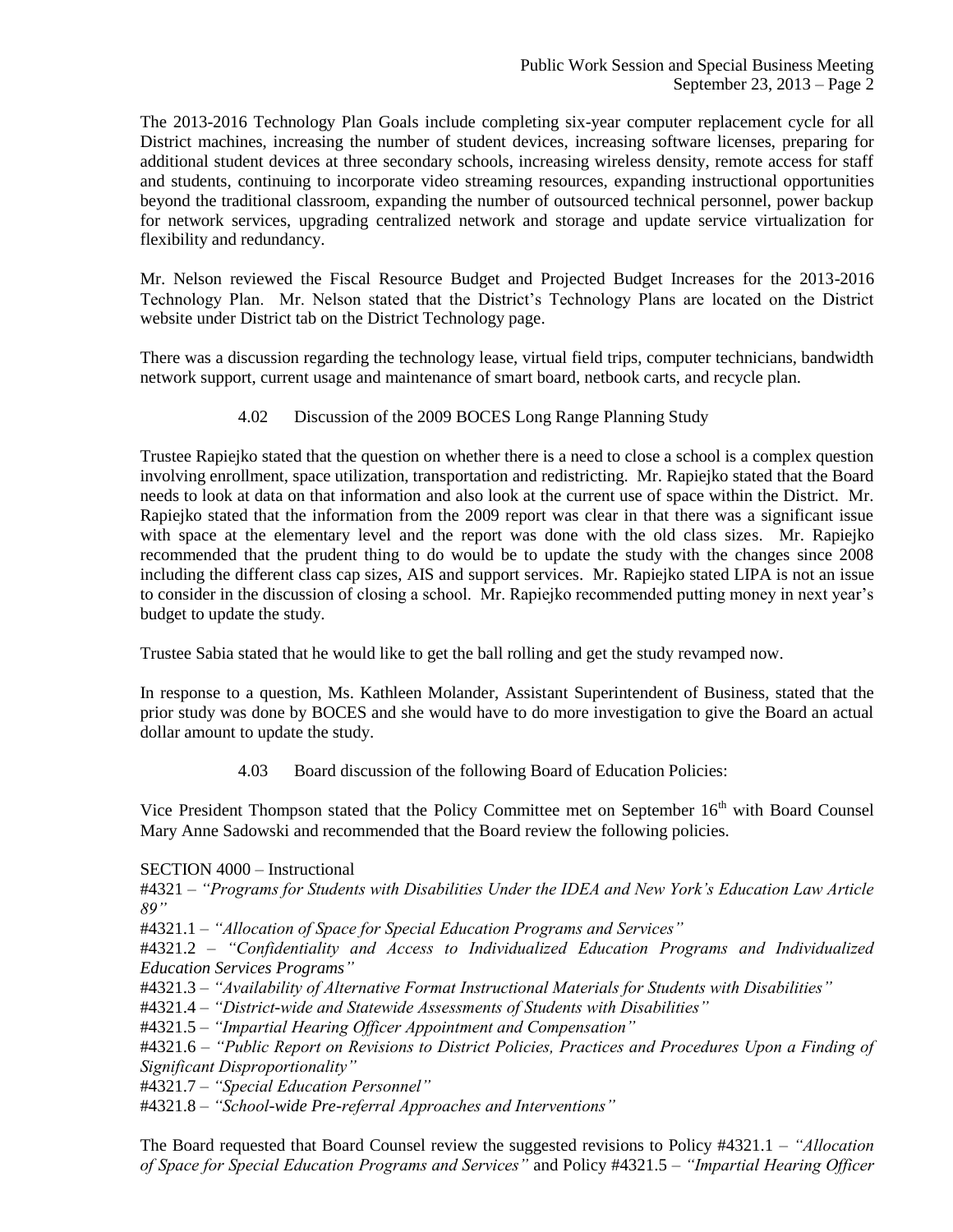The 2013-2016 Technology Plan Goals include completing six-year computer replacement cycle for all District machines, increasing the number of student devices, increasing software licenses, preparing for additional student devices at three secondary schools, increasing wireless density, remote access for staff and students, continuing to incorporate video streaming resources, expanding instructional opportunities beyond the traditional classroom, expanding the number of outsourced technical personnel, power backup for network services, upgrading centralized network and storage and update service virtualization for flexibility and redundancy.

Mr. Nelson reviewed the Fiscal Resource Budget and Projected Budget Increases for the 2013-2016 Technology Plan. Mr. Nelson stated that the District's Technology Plans are located on the District website under District tab on the District Technology page.

There was a discussion regarding the technology lease, virtual field trips, computer technicians, bandwidth network support, current usage and maintenance of smart board, netbook carts, and recycle plan.

4.02 Discussion of the 2009 BOCES Long Range Planning Study

Trustee Rapiejko stated that the question on whether there is a need to close a school is a complex question involving enrollment, space utilization, transportation and redistricting. Mr. Rapiejko stated that the Board needs to look at data on that information and also look at the current use of space within the District. Mr. Rapiejko stated that the information from the 2009 report was clear in that there was a significant issue with space at the elementary level and the report was done with the old class sizes. Mr. Rapiejko recommended that the prudent thing to do would be to update the study with the changes since 2008 including the different class cap sizes, AIS and support services. Mr. Rapiejko stated LIPA is not an issue to consider in the discussion of closing a school. Mr. Rapiejko recommended putting money in next year's budget to update the study.

Trustee Sabia stated that he would like to get the ball rolling and get the study revamped now.

In response to a question, Ms. Kathleen Molander, Assistant Superintendent of Business, stated that the prior study was done by BOCES and she would have to do more investigation to give the Board an actual dollar amount to update the study.

4.03 Board discussion of the following Board of Education Policies:

Vice President Thompson stated that the Policy Committee met on September 16th with Board Counsel Mary Anne Sadowski and recommended that the Board review the following policies.

SECTION 4000 – Instructional

#4321 – *"Programs for Students with Disabilities Under the IDEA and New York's Education Law Article 89"*

#4321.1 – *"Allocation of Space for Special Education Programs and Services"*

#4321.2 – *"Confidentiality and Access to Individualized Education Programs and Individualized Education Services Programs"*

#4321.3 – *"Availability of Alternative Format Instructional Materials for Students with Disabilities"*

#4321.4 – *"District-wide and Statewide Assessments of Students with Disabilities"*

#4321.5 – *"Impartial Hearing Officer Appointment and Compensation"*

#4321.6 – *"Public Report on Revisions to District Policies, Practices and Procedures Upon a Finding of Significant Disproportionality"*

#4321.7 – *"Special Education Personnel"*

#4321.8 – *"School-wide Pre-referral Approaches and Interventions"*

The Board requested that Board Counsel review the suggested revisions to Policy #4321.1 – *"Allocation of Space for Special Education Programs and Services"* and Policy #4321.5 – *"Impartial Hearing Officer*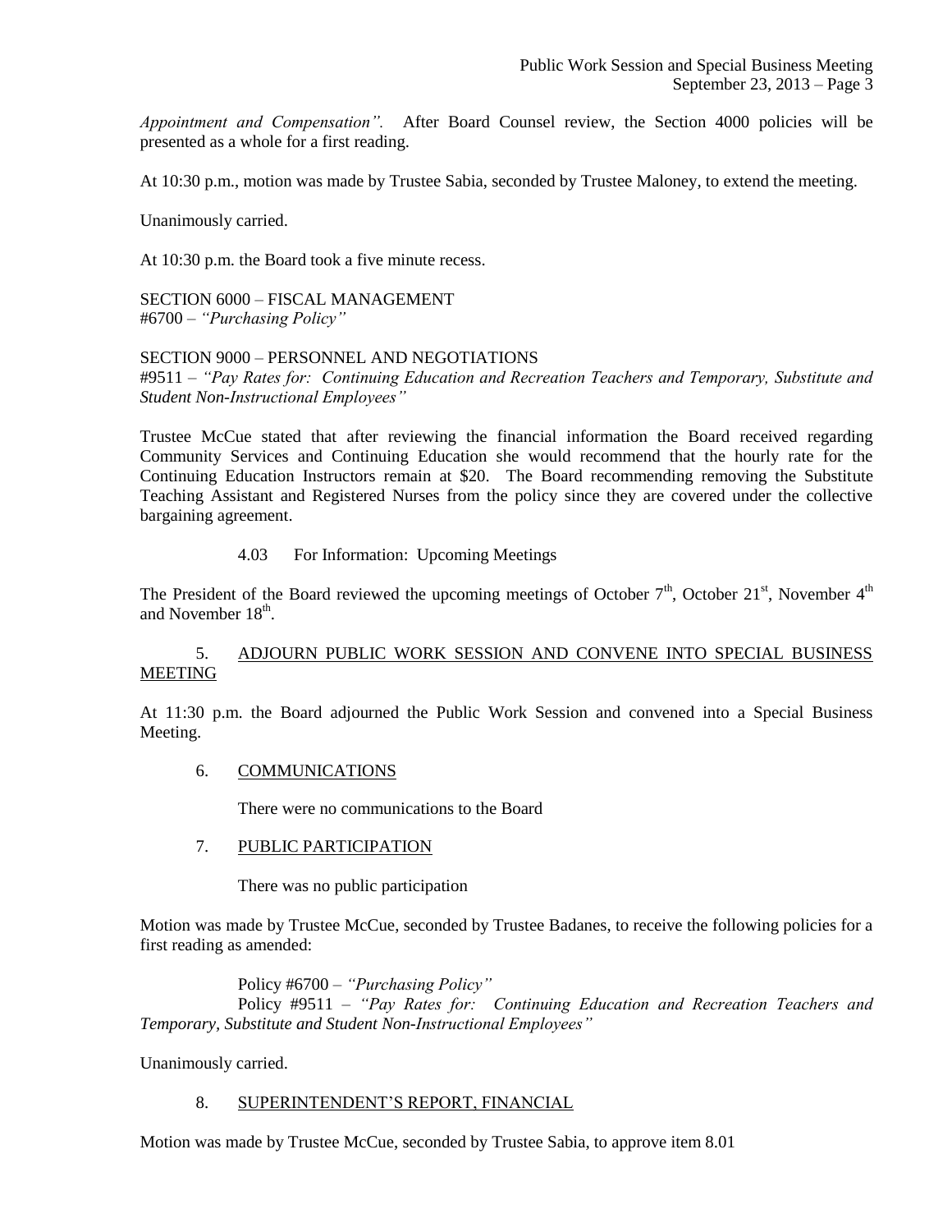*Appointment and Compensation".* After Board Counsel review, the Section 4000 policies will be presented as a whole for a first reading.

At 10:30 p.m., motion was made by Trustee Sabia, seconded by Trustee Maloney, to extend the meeting.

Unanimously carried.

At 10:30 p.m. the Board took a five minute recess.

SECTION 6000 – FISCAL MANAGEMENT
#6700 – *"Purchasing Policy"*

SECTION 9000 – PERSONNEL AND NEGOTIATIONS
#9511 – *"Pay Rates for: Continuing Education and Recreation Teachers and Temporary, Substitute and Student Non-Instructional Employees"*

Trustee McCue stated that after reviewing the financial information the Board received regarding Community Services and Continuing Education she would recommend that the hourly rate for the Continuing Education Instructors remain at $20. The Board recommending removing the Substitute Teaching Assistant and Registered Nurses from the policy since they are covered under the collective bargaining agreement.

4.03 For Information: Upcoming Meetings

The President of the Board reviewed the upcoming meetings of October 7th, October 21st, November 4th and November 18th.

5. ADJOURN PUBLIC WORK SESSION AND CONVENE INTO SPECIAL BUSINESS MEETING

At 11:30 p.m. the Board adjourned the Public Work Session and convened into a Special Business Meeting.

6. COMMUNICATIONS

There were no communications to the Board

7. PUBLIC PARTICIPATION

There was no public participation

Motion was made by Trustee McCue, seconded by Trustee Badanes, to receive the following policies for a first reading as amended:

Policy #6700 – *"Purchasing Policy"*
Policy #9511 – *"Pay Rates for: Continuing Education and Recreation Teachers and Temporary, Substitute and Student Non-Instructional Employees"*

Unanimously carried.

8. SUPERINTENDENT'S REPORT, FINANCIAL

Motion was made by Trustee McCue, seconded by Trustee Sabia, to approve item 8.01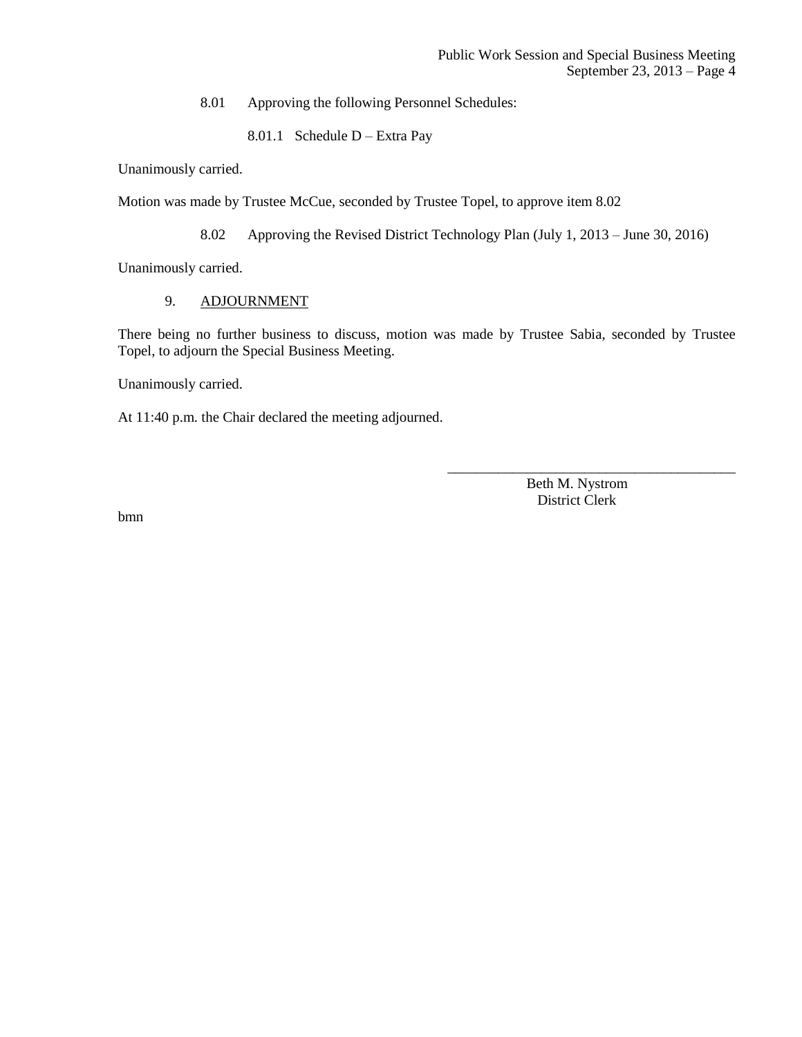8.01 Approving the following Personnel Schedules:

8.01.1 Schedule D – Extra Pay

Unanimously carried.

Motion was made by Trustee McCue, seconded by Trustee Topel, to approve item 8.02

8.02 Approving the Revised District Technology Plan (July 1, 2013 – June 30, 2016)

Unanimously carried.

9. ADJOURNMENT

There being no further business to discuss, motion was made by Trustee Sabia, seconded by Trustee Topel, to adjourn the Special Business Meeting.

Unanimously carried.

At 11:40 p.m. the Chair declared the meeting adjourned.

\_\_\_\_\_\_\_\_\_\_\_\_\_\_\_\_\_\_\_\_\_\_\_\_\_\_\_\_\_\_\_\_\_\_\_\_\_\_\_\_

Beth M. Nystrom
District Clerk

bmn